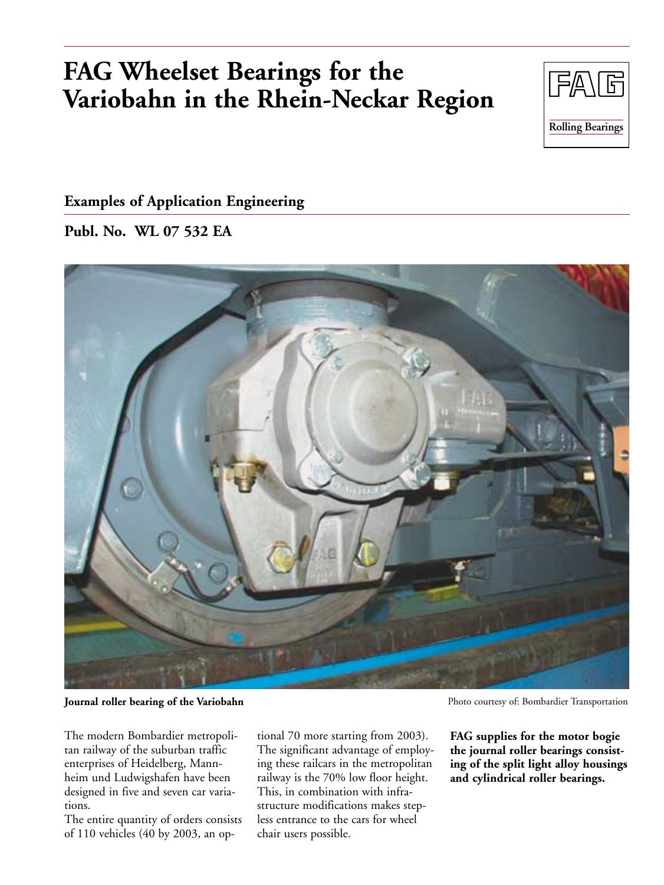# FAG Wheelset Bearings for the Variobahn in the Rhein-Neckar Region

FAG Rolling Bearings

## Examples of Application Engineering

## Publl. No. WL 07 532 EA

**Journal roller bearing of the Variobahn**

Photo courtesy of: Bombardier Transportation

The modern Bombardier metropolitan railway of the suburban traffic enterprises of Heidelberg, Mannheim und Ludwigshafen have been designed in five and seven car variations.

The entire quantity of orders consists of 110 vehicles (40 by 2003, an optional 70 more starting from 2003). The significant advantage of employing these railcars in the metropolitan railway is the 70% low floor height. This, in combination with infrastructure modifications makes stepless entrance to the cars for wheel chair users possible.

**FAG supplies for the motor bogie the journal roller bearings consisting of the split light alloy housings and cylindrical roller bearings.**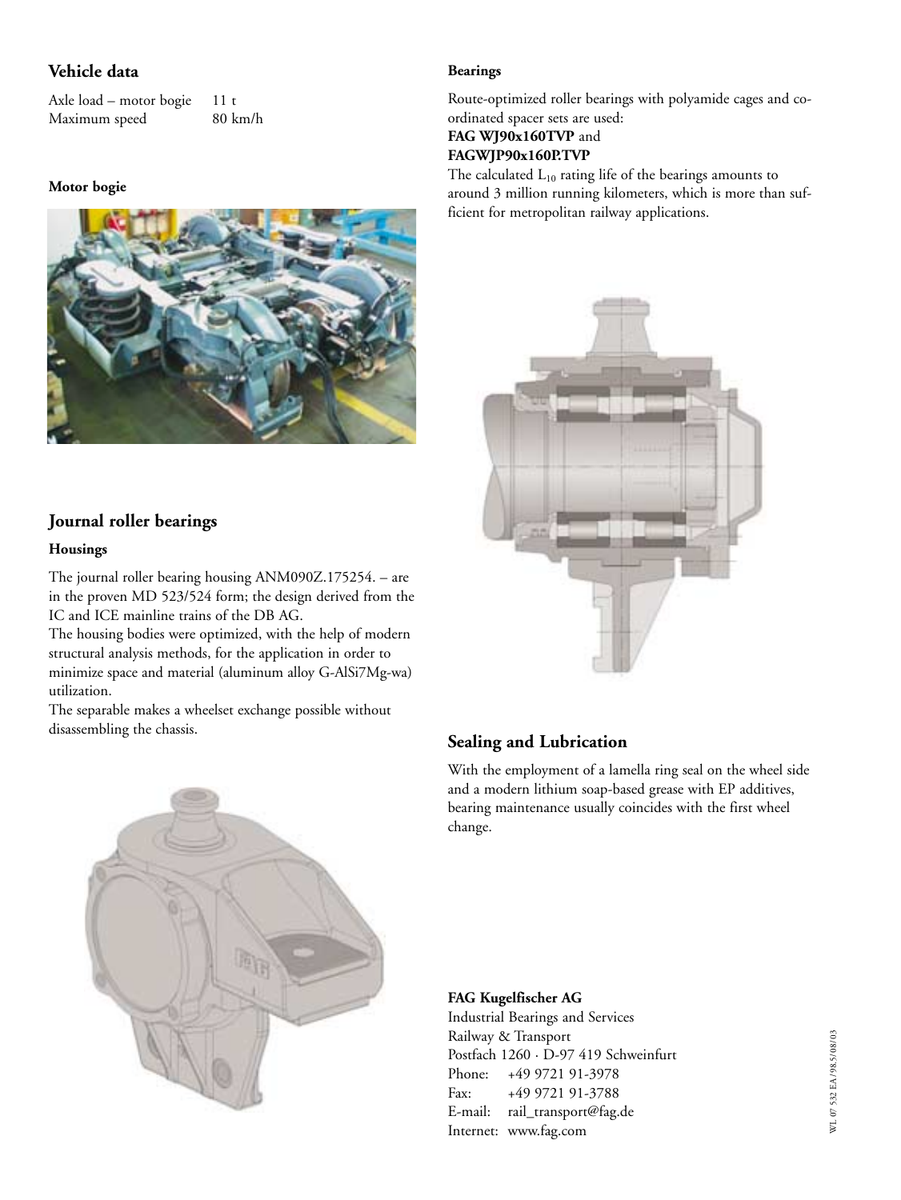## Vehicle data

| | |
|---|---|
| Axle load – motor bogie | 11 t |
| Maximum speed | 80 km/h |

**Motor bogie**

## Journal roller bearings

### Housings

The journal roller bearing housing ANM090Z.175254. – are in the proven MD 523/524 form; the design derived from the IC and ICE mainline trains of the DB AG.

The housing bodies were optimized, with the help of modern structural analysis methods, for the application in order to minimize space and material (aluminum alloy G-AlSi7Mg-wa) utilization.

The separable makes a wheelset exchange possible without disassembling the chassis.

### Bearings

Route-optimized roller bearings with polyamide cages and co-ordinated spacer sets are used:
**FAG WJ90x160TVP** and
**FAGWJP90x160P.TVP**

The calculated $L_{10}$ rating life of the bearings amounts to around 3 million running kilometers, which is more than sufficient for metropolitan railway applications.

## Sealing and Lubrication

With the employment of a lamella ring seal on the wheel side and a modern lithium soap-based grease with EP additives, bearing maintenance usually coincides with the first wheel change.

**FAG Kugelfischer AG**
Industrial Bearings and Services
Railway & Transport
Postfach 1260 · D-97 419 Schweinfurt
Phone: +49 9721 91-3978
Fax: +49 9721 91-3788
E-mail: rail_transport@fag.de
Internet: www.fag.com

WL 07 532 EA/98.5/08/03